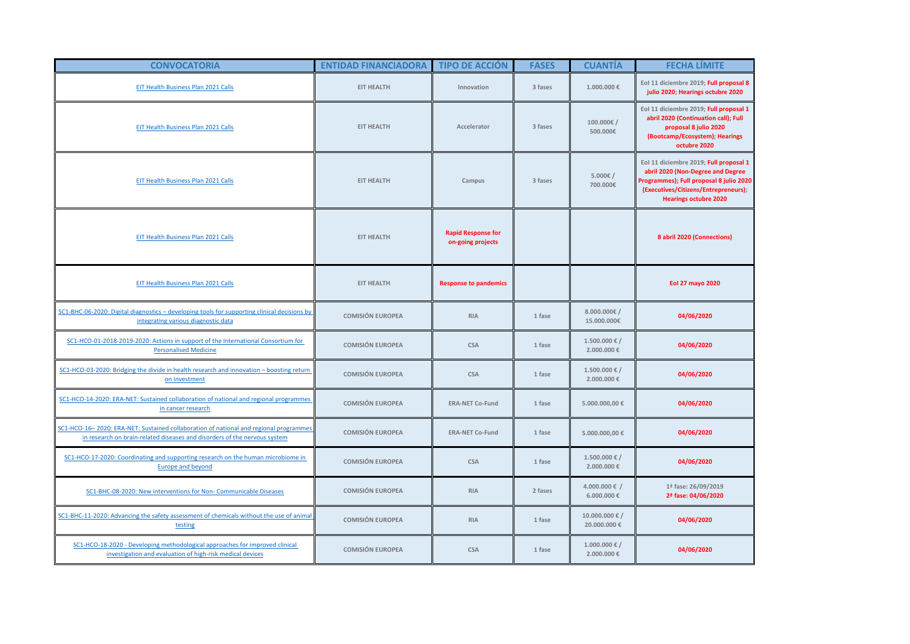| CONVOCATORIA | ENTIDAD FINANCIADORA | TIPO DE ACCIÓN | FASES | CUANTÍA | FECHA LÍMITE |
|---|---|---|---|---|---|
| EIT Health Business Plan 2021 Calls | EIT HEALTH | Innovation | 3 fases | 1.000.000 € | EoI 11 diciembre 2019; **Full proposal 8 julio 2020; Hearings octubre 2020** |
| EIT Health Business Plan 2021 Calls | EIT HEALTH | Accelerator | 3 fases | 100.000€ / 500.000€ | EoI 11 diciembre 2019; **Full proposal 1 abril 2020 (Continuation call); Full proposal 8 julio 2020 (Bootcamp/Ecosystem); Hearings octubre 2020** |
| EIT Health Business Plan 2021 Calls | EIT HEALTH | Campus | 3 fases | 5.000€ / 700.000€ | EoI 11 diciembre 2019; **Full proposal 1 abril 2020 (Non-Degree and Degree Programmes); Full proposal 8 julio 2020 (Executives/Citizens/Entrepreneurs); Hearings octubre 2020** |
| EIT Health Business Plan 2021 Calls | EIT HEALTH | **Rapid Response for on-going projects** | | | **8 abril 2020 (Connections)** |
| EIT Health Business Plan 2021 Calls | EIT HEALTH | **Response to pandemics** | | | **EoI 27 mayo 2020** |
| SC1-BHC-06-2020: Digital diagnostics – developing tools for supporting clinical decisions by integrating various diagnostic data | COMISIÓN EUROPEA | RIA | 1 fase | 8.000.000€ / 15.000.000€ | **04/06/2020** |
| SC1-HCO-01-2018-2019-2020: Actions in support of the International Consortium for Personalised Medicine | COMISIÓN EUROPEA | CSA | 1 fase | 1.500.000 € / 2.000.000 € | **04/06/2020** |
| SC1-HCO-03-2020: Bridging the divide in health research and innovation – boosting return on investment | COMISIÓN EUROPEA | CSA | 1 fase | 1.500.000 € / 2.000.000 € | **04/06/2020** |
| SC1-HCO-14-2020: ERA-NET: Sustained collaboration of national and regional programmes in cancer research | COMISIÓN EUROPEA | ERA-NET Co-Fund | 1 fase | 5.000.000,00 € | **04/06/2020** |
| SC1-HCO-16– 2020: ERA-NET: Sustained collaboration of national and regional programmes in research on brain-related diseases and disorders of the nervous system | COMISIÓN EUROPEA | ERA-NET Co-Fund | 1 fase | 5.000.000,00 € | **04/06/2020** |
| SC1-HCO-17-2020: Coordinating and supporting research on the human microbiome in Europe and beyond | COMISIÓN EUROPEA | CSA | 1 fase | 1.500.000 € / 2.000.000 € | **04/06/2020** |
| SC1-BHC-08-2020: New interventions for Non- Communicable Diseases | COMISIÓN EUROPEA | RIA | 2 fases | 4.000.000 € / 6.000.000 € | 1ª fase: 26/09/2019 **2ª fase: 04/06/2020** |
| SC1-BHC-11-2020: Advancing the safety assessment of chemicals without the use of animal testing | COMISIÓN EUROPEA | RIA | 1 fase | 10.000.000 € / 20.000.000 € | **04/06/2020** |
| SC1-HCO-18-2020 - Developing methodological approaches for improved clinical investigation and evaluation of high-risk medical devices | COMISIÓN EUROPEA | CSA | 1 fase | 1.000.000 € / 2.000.000 € | **04/06/2020** |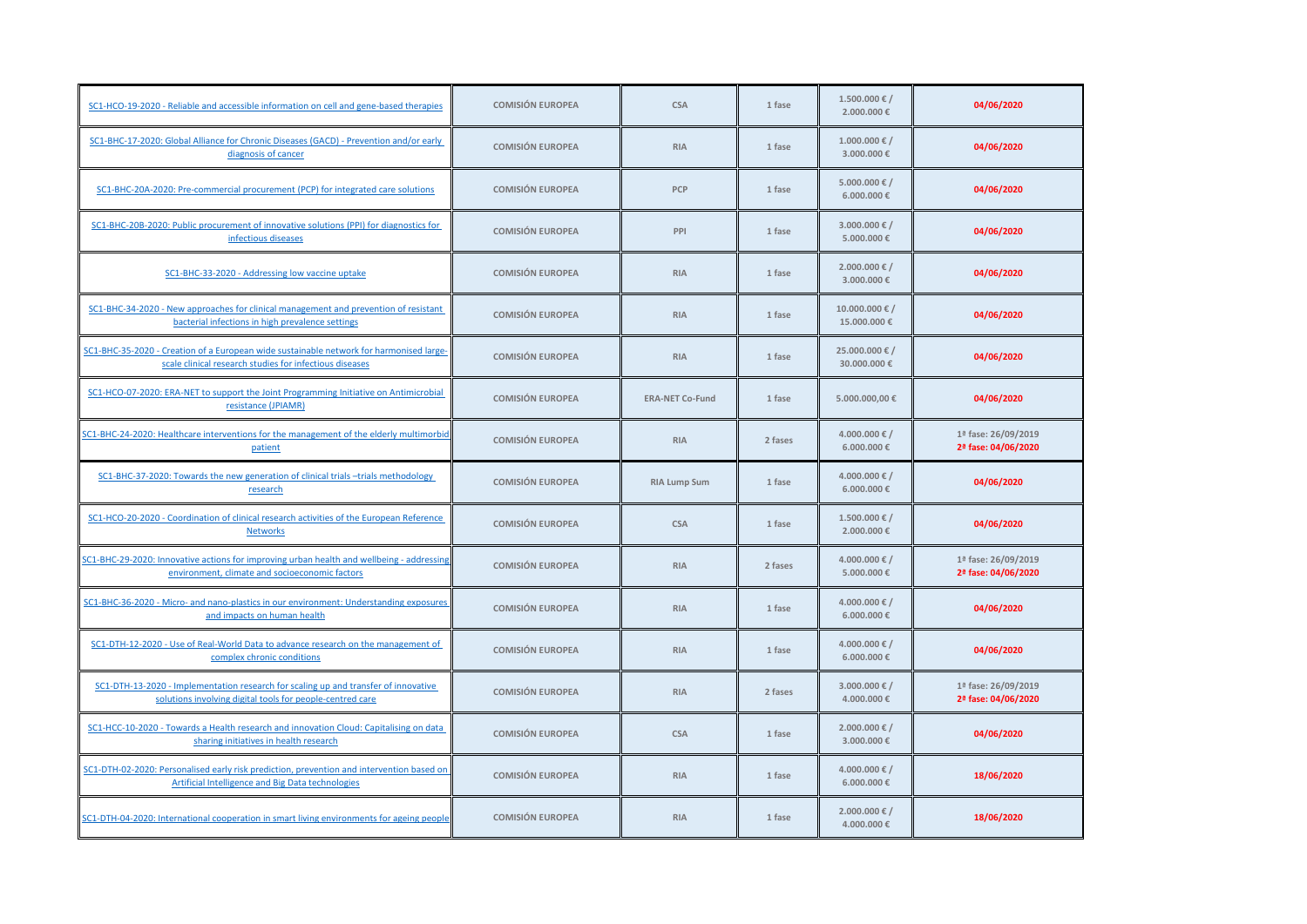| | | | | | |
|---|---|---|---|---|---|
| SC1-HCO-19-2020 - Reliable and accessible information on cell and gene-based therapies | COMISIÓN EUROPEA | CSA | 1 fase | 1.500.000 € / 2.000.000 € | 04/06/2020 |
| SC1-BHC-17-2020: Global Alliance for Chronic Diseases (GACD) - Prevention and/or early diagnosis of cancer | COMISIÓN EUROPEA | RIA | 1 fase | 1.000.000 € / 3.000.000 € | 04/06/2020 |
| SC1-BHC-20A-2020: Pre-commercial procurement (PCP) for integrated care solutions | COMISIÓN EUROPEA | PCP | 1 fase | 5.000.000 € / 6.000.000 € | 04/06/2020 |
| SC1-BHC-20B-2020: Public procurement of innovative solutions (PPI) for diagnostics for infectious diseases | COMISIÓN EUROPEA | PPI | 1 fase | 3.000.000 € / 5.000.000 € | 04/06/2020 |
| SC1-BHC-33-2020 - Addressing low vaccine uptake | COMISIÓN EUROPEA | RIA | 1 fase | 2.000.000 € / 3.000.000 € | 04/06/2020 |
| SC1-BHC-34-2020 - New approaches for clinical management and prevention of resistant bacterial infections in high prevalence settings | COMISIÓN EUROPEA | RIA | 1 fase | 10.000.000 € / 15.000.000 € | 04/06/2020 |
| SC1-BHC-35-2020 - Creation of a European wide sustainable network for harmonised large-scale clinical research studies for infectious diseases | COMISIÓN EUROPEA | RIA | 1 fase | 25.000.000 € / 30.000.000 € | 04/06/2020 |
| SC1-HCO-07-2020: ERA-NET to support the Joint Programming Initiative on Antimicrobial resistance (JPIAMR) | COMISIÓN EUROPEA | ERA-NET Co-Fund | 1 fase | 5.000.000,00 € | 04/06/2020 |
| SC1-BHC-24-2020: Healthcare interventions for the management of the elderly multimorbid patient | COMISIÓN EUROPEA | RIA | 2 fases | 4.000.000 € / 6.000.000 € | 1ª fase: 26/09/2019<br>2ª fase: 04/06/2020 |
| SC1-BHC-37-2020: Towards the new generation of clinical trials –trials methodology research | COMISIÓN EUROPEA | RIA Lump Sum | 1 fase | 4.000.000 € / 6.000.000 € | 04/06/2020 |
| SC1-HCO-20-2020 - Coordination of clinical research activities of the European Reference Networks | COMISIÓN EUROPEA | CSA | 1 fase | 1.500.000 € / 2.000.000 € | 04/06/2020 |
| SC1-BHC-29-2020: Innovative actions for improving urban health and wellbeing - addressing environment, climate and socioeconomic factors | COMISIÓN EUROPEA | RIA | 2 fases | 4.000.000 € / 5.000.000 € | 1ª fase: 26/09/2019<br>2ª fase: 04/06/2020 |
| SC1-BHC-36-2020 - Micro- and nano-plastics in our environment: Understanding exposures and impacts on human health | COMISIÓN EUROPEA | RIA | 1 fase | 4.000.000 € / 6.000.000 € | 04/06/2020 |
| SC1-DTH-12-2020 - Use of Real-World Data to advance research on the management of complex chronic conditions | COMISIÓN EUROPEA | RIA | 1 fase | 4.000.000 € / 6.000.000 € | 04/06/2020 |
| SC1-DTH-13-2020 - Implementation research for scaling up and transfer of innovative solutions involving digital tools for people-centred care | COMISIÓN EUROPEA | RIA | 2 fases | 3.000.000 € / 4.000.000 € | 1ª fase: 26/09/2019<br>2ª fase: 04/06/2020 |
| SC1-HCC-10-2020 - Towards a Health research and innovation Cloud: Capitalising on data sharing initiatives in health research | COMISIÓN EUROPEA | CSA | 1 fase | 2.000.000 € / 3.000.000 € | 04/06/2020 |
| SC1-DTH-02-2020: Personalised early risk prediction, prevention and intervention based on Artificial Intelligence and Big Data technologies | COMISIÓN EUROPEA | RIA | 1 fase | 4.000.000 € / 6.000.000 € | 18/06/2020 |
| SC1-DTH-04-2020: International cooperation in smart living environments for ageing people | COMISIÓN EUROPEA | RIA | 1 fase | 2.000.000 € / 4.000.000 € | 18/06/2020 |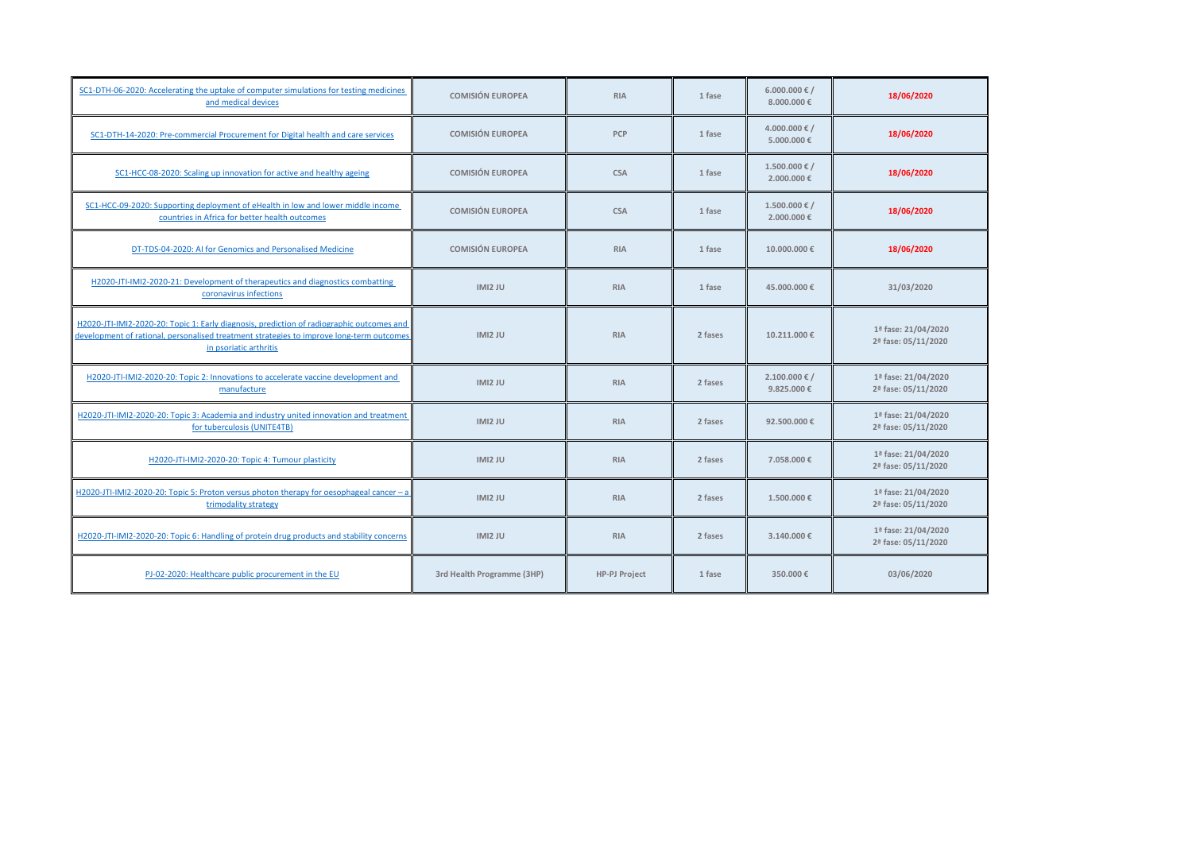| | | | | | |
|---|---|---|---|---|---|
| SC1-DTH-06-2020: Accelerating the uptake of computer simulations for testing medicines and medical devices | **COMISIÓN EUROPEA** | **RIA** | **1 fase** | **6.000.000 € / 8.000.000 €** | **18/06/2020** |
| SC1-DTH-14-2020: Pre-commercial Procurement for Digital health and care services | **COMISIÓN EUROPEA** | **PCP** | **1 fase** | **4.000.000 € / 5.000.000 €** | **18/06/2020** |
| SC1-HCC-08-2020: Scaling up innovation for active and healthy ageing | **COMISIÓN EUROPEA** | **CSA** | **1 fase** | **1.500.000 € / 2.000.000 €** | **18/06/2020** |
| SC1-HCC-09-2020: Supporting deployment of eHealth in low and lower middle income countries in Africa for better health outcomes | **COMISIÓN EUROPEA** | **CSA** | **1 fase** | **1.500.000 € / 2.000.000 €** | **18/06/2020** |
| DT-TDS-04-2020: AI for Genomics and Personalised Medicine | **COMISIÓN EUROPEA** | **RIA** | **1 fase** | **10.000.000 €** | **18/06/2020** |
| H2020-JTI-IMI2-2020-21: Development of therapeutics and diagnostics combatting coronavirus infections | **IMI2 JU** | **RIA** | **1 fase** | **45.000.000 €** | **31/03/2020** |
| H2020-JTI-IMI2-2020-20: Topic 1: Early diagnosis, prediction of radiographic outcomes and development of rational, personalised treatment strategies to improve long-term outcomes in psoriatic arthritis | **IMI2 JU** | **RIA** | **2 fases** | **10.211.000 €** | **1ª fase: 21/04/2020<br>2ª fase: 05/11/2020** |
| H2020-JTI-IMI2-2020-20: Topic 2: Innovations to accelerate vaccine development and manufacture | **IMI2 JU** | **RIA** | **2 fases** | **2.100.000 € / 9.825.000 €** | **1ª fase: 21/04/2020<br>2ª fase: 05/11/2020** |
| H2020-JTI-IMI2-2020-20: Topic 3: Academia and industry united innovation and treatment for tuberculosis (UNITE4TB) | **IMI2 JU** | **RIA** | **2 fases** | **92.500.000 €** | **1ª fase: 21/04/2020<br>2ª fase: 05/11/2020** |
| H2020-JTI-IMI2-2020-20: Topic 4: Tumour plasticity | **IMI2 JU** | **RIA** | **2 fases** | **7.058.000 €** | **1ª fase: 21/04/2020<br>2ª fase: 05/11/2020** |
| H2020-JTI-IMI2-2020-20: Topic 5: Proton versus photon therapy for oesophageal cancer – a trimodality strategy | **IMI2 JU** | **RIA** | **2 fases** | **1.500.000 €** | **1ª fase: 21/04/2020<br>2ª fase: 05/11/2020** |
| H2020-JTI-IMI2-2020-20: Topic 6: Handling of protein drug products and stability concerns | **IMI2 JU** | **RIA** | **2 fases** | **3.140.000 €** | **1ª fase: 21/04/2020<br>2ª fase: 05/11/2020** |
| PJ-02-2020: Healthcare public procurement in the EU | **3rd Health Programme (3HP)** | **HP-PJ Project** | **1 fase** | **350.000 €** | **03/06/2020** |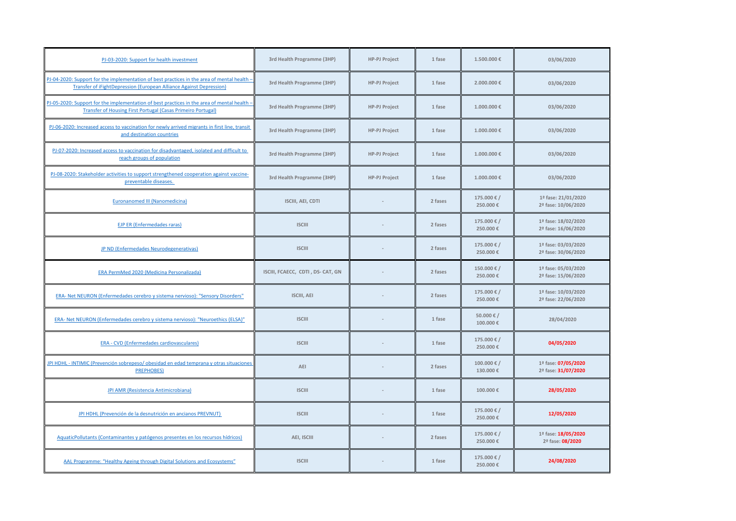| | | | | | |
|---|---|---|---|---|---|
| PJ-03-2020: Support for health investment | 3rd Health Programme (3HP) | HP-PJ Project | 1 fase | 1.500.000 € | 03/06/2020 |
| PJ-04-2020: Support for the implementation of best practices in the area of mental health – Transfer of iFightDepression (European Alliance Against Depression) | 3rd Health Programme (3HP) | HP-PJ Project | 1 fase | 2.000.000 € | 03/06/2020 |
| PJ-05-2020: Support for the implementation of best practices in the area of mental health – Transfer of Housing First Portugal (Casas Primeiro Portugal) | 3rd Health Programme (3HP) | HP-PJ Project | 1 fase | 1.000.000 € | 03/06/2020 |
| PJ-06-2020: Increased access to vaccination for newly arrived migrants in first line, transit and destination countries | 3rd Health Programme (3HP) | HP-PJ Project | 1 fase | 1.000.000 € | 03/06/2020 |
| PJ-07-2020: Increased access to vaccination for disadvantaged, isolated and difficult to reach groups of population | 3rd Health Programme (3HP) | HP-PJ Project | 1 fase | 1.000.000 € | 03/06/2020 |
| PJ-08-2020: Stakeholder activities to support strengthened cooperation against vaccine-preventable diseases. | 3rd Health Programme (3HP) | HP-PJ Project | 1 fase | 1.000.000 € | 03/06/2020 |
| Euronanomed III (Nanomedicina) | ISCIII, AEI, CDTI | - | 2 fases | 175.000 € / 250.000 € | 1ª fase: 21/01/2020<br>2ª fase: 10/06/2020 |
| EJP ER (Enfermedades raras) | ISCIII | - | 2 fases | 175.000 € / 250.000 € | 1ª fase: 18/02/2020<br>2ª fase: 16/06/2020 |
| JP ND (Enfermedades Neurodegenerativas) | ISCIII | - | 2 fases | 175.000 € / 250.000 € | 1ª fase: 03/03/2020<br>2ª fase: 30/06/2020 |
| ERA PermMed 2020 (Medicina Personalizada) | ISCIII, FCAECC, CDTI , DS- CAT, GN | - | 2 fases | 150.000 € / 250.000 € | 1ª fase: 05/03/2020<br>2ª fase: 15/06/2020 |
| ERA- Net NEURON (Enfermedades cerebro y sistema nervioso): "Sensory Disorders" | ISCIII, AEI | - | 2 fases | 175.000 € / 250.000 € | 1ª fase: 10/03/2020<br>2ª fase: 22/06/2020 |
| ERA- Net NEURON (Enfermedades cerebro y sistema nervioso): "Neuroethics (ELSA)" | ISCIII | - | 1 fase | 50.000 € / 100.000 € | 28/04/2020 |
| ERA - CVD (Enfermedades cardiovasculares) | ISCIII | - | 1 fase | 175.000 € / 250.000 € | 04/05/2020 |
| JPI HDHL - INTIMIC (Prevención sobrepeso/ obesidad en edad temprana y otras situaciones PREPHOBES) | AEI | - | 2 fases | 100.000 € / 130.000 € | 1ª fase: 07/05/2020<br>2ª fase: 31/07/2020 |
| JPI AMR (Resistencia Antimicrobiana) | ISCIII | - | 1 fase | 100.000 € | 28/05/2020 |
| JPI HDHL (Prevención de la desnutrición en ancianos PREVNUT) | ISCIII | - | 1 fase | 175.000 € / 250.000 € | 12/05/2020 |
| AquaticPollutants (Contaminantes y patógenos presentes en los recursos hídricos) | AEI, ISCIII | - | 2 fases | 175.000 € / 250.000 € | 1ª fase: 18/05/2020<br>2ª fase: 08/2020 |
| AAL Programme: "Healthy Ageing through Digital Solutions and Ecosystems" | ISCIII | - | 1 fase | 175.000 € / 250.000 € | 24/08/2020 |